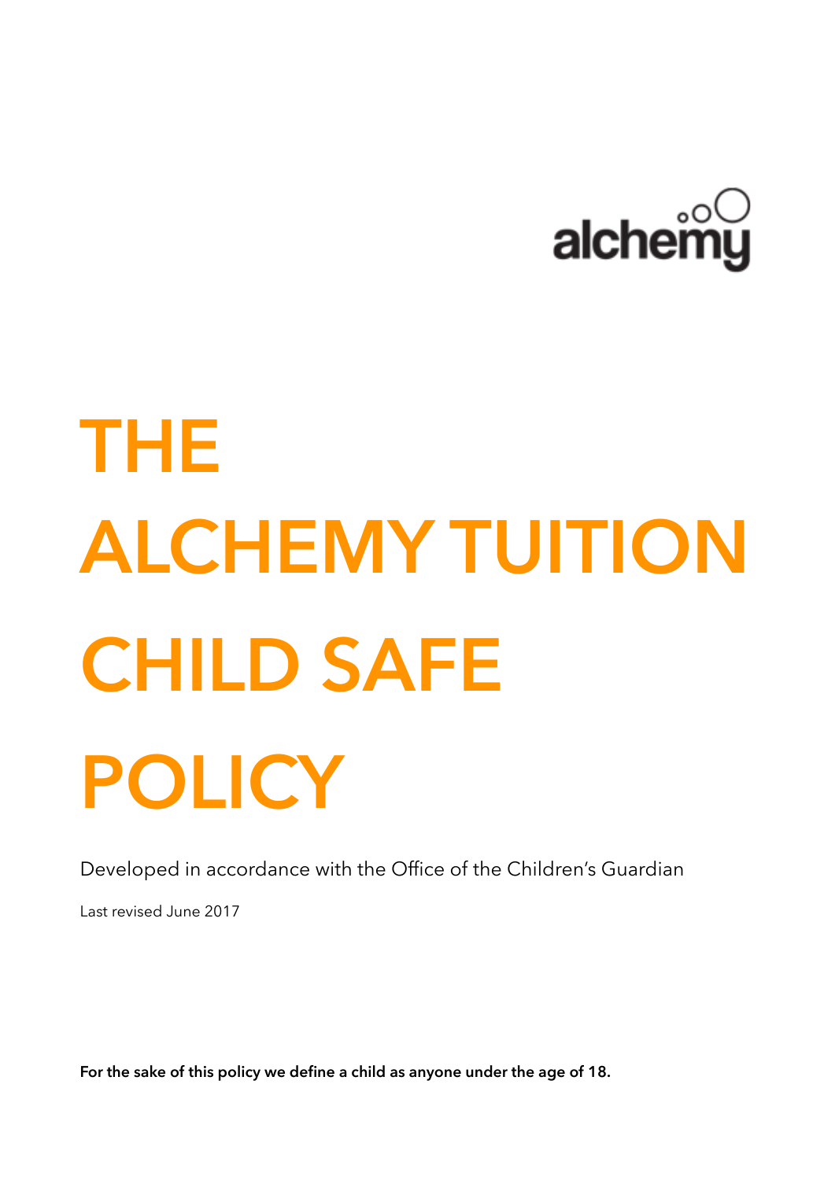alchemy

# THE ALCHEMY TUITION CHILD SAFE POLICY

Developed in accordance with the Office of the Children's Guardian

Last revised June 2017

**For the sake of this policy we define a child as anyone under the age of 18.**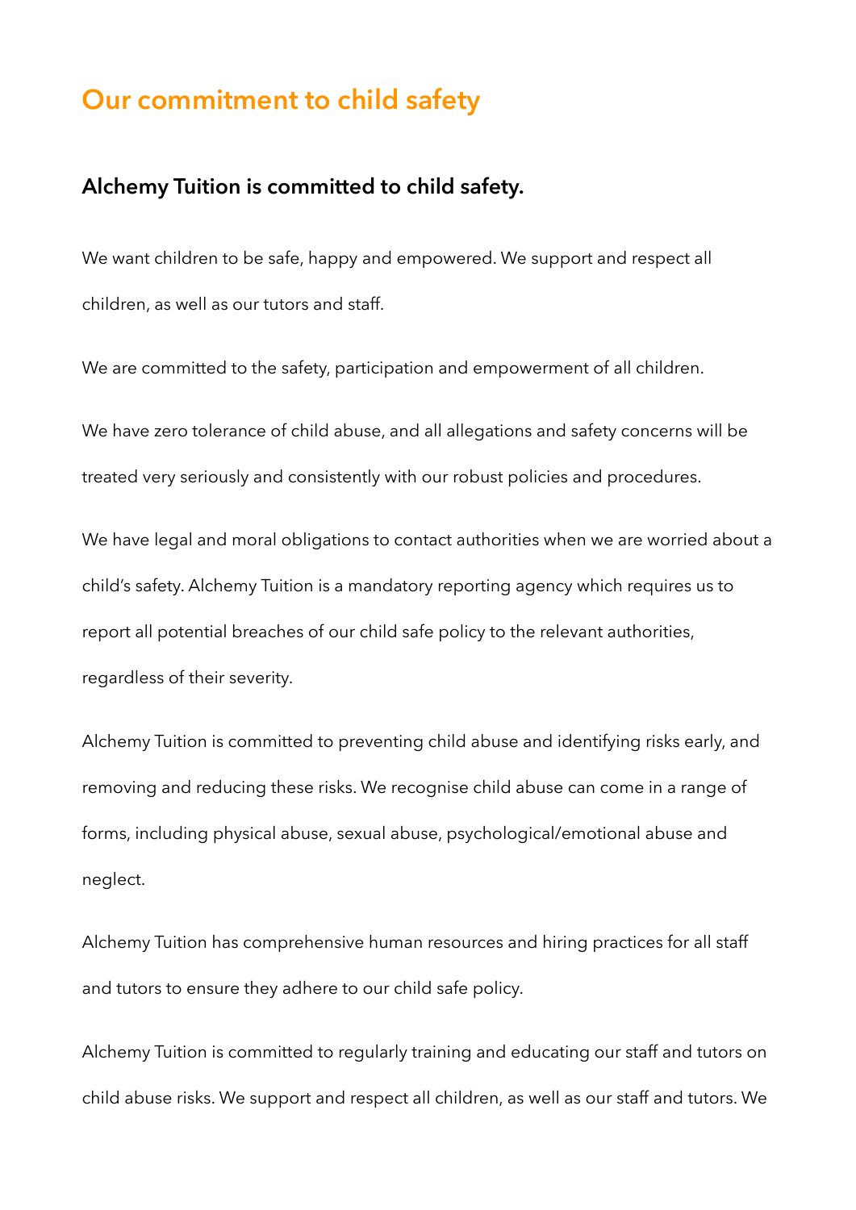# Our commitment to child safety

## Alchemy Tuition is committed to child safety.

We want children to be safe, happy and empowered. We support and respect all children, as well as our tutors and staff.

We are committed to the safety, participation and empowerment of all children.

We have zero tolerance of child abuse, and all allegations and safety concerns will be treated very seriously and consistently with our robust policies and procedures.

We have legal and moral obligations to contact authorities when we are worried about a child's safety. Alchemy Tuition is a mandatory reporting agency which requires us to report all potential breaches of our child safe policy to the relevant authorities, regardless of their severity.

Alchemy Tuition is committed to preventing child abuse and identifying risks early, and removing and reducing these risks. We recognise child abuse can come in a range of forms, including physical abuse, sexual abuse, psychological/emotional abuse and neglect.

Alchemy Tuition has comprehensive human resources and hiring practices for all staff and tutors to ensure they adhere to our child safe policy.

Alchemy Tuition is committed to regularly training and educating our staff and tutors on child abuse risks. We support and respect all children, as well as our staff and tutors. We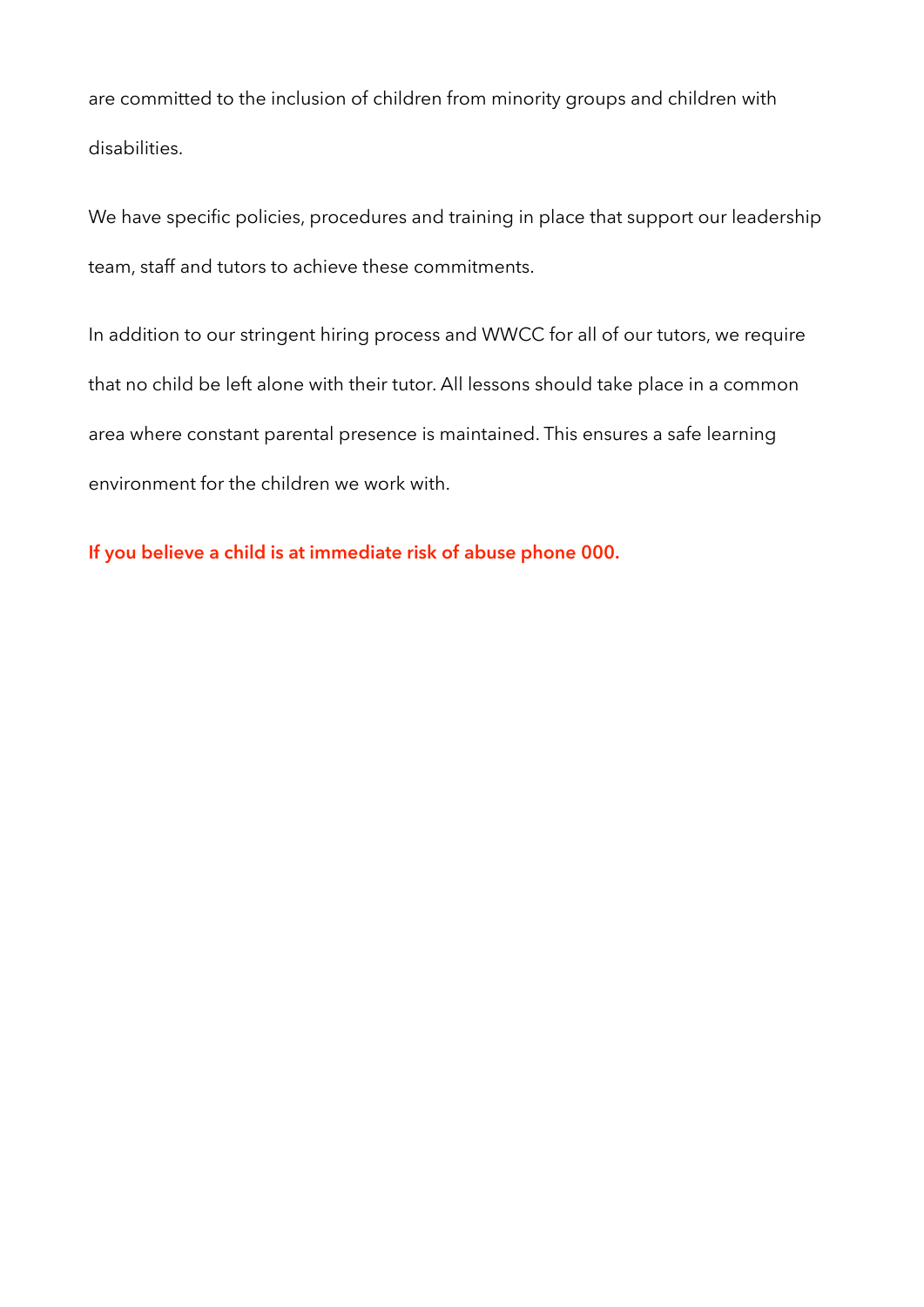are committed to the inclusion of children from minority groups and children with disabilities.

We have specific policies, procedures and training in place that support our leadership team, staff and tutors to achieve these commitments.

In addition to our stringent hiring process and WWCC for all of our tutors, we require that no child be left alone with their tutor. All lessons should take place in a common area where constant parental presence is maintained. This ensures a safe learning environment for the children we work with.

**If you believe a child is at immediate risk of abuse phone 000.**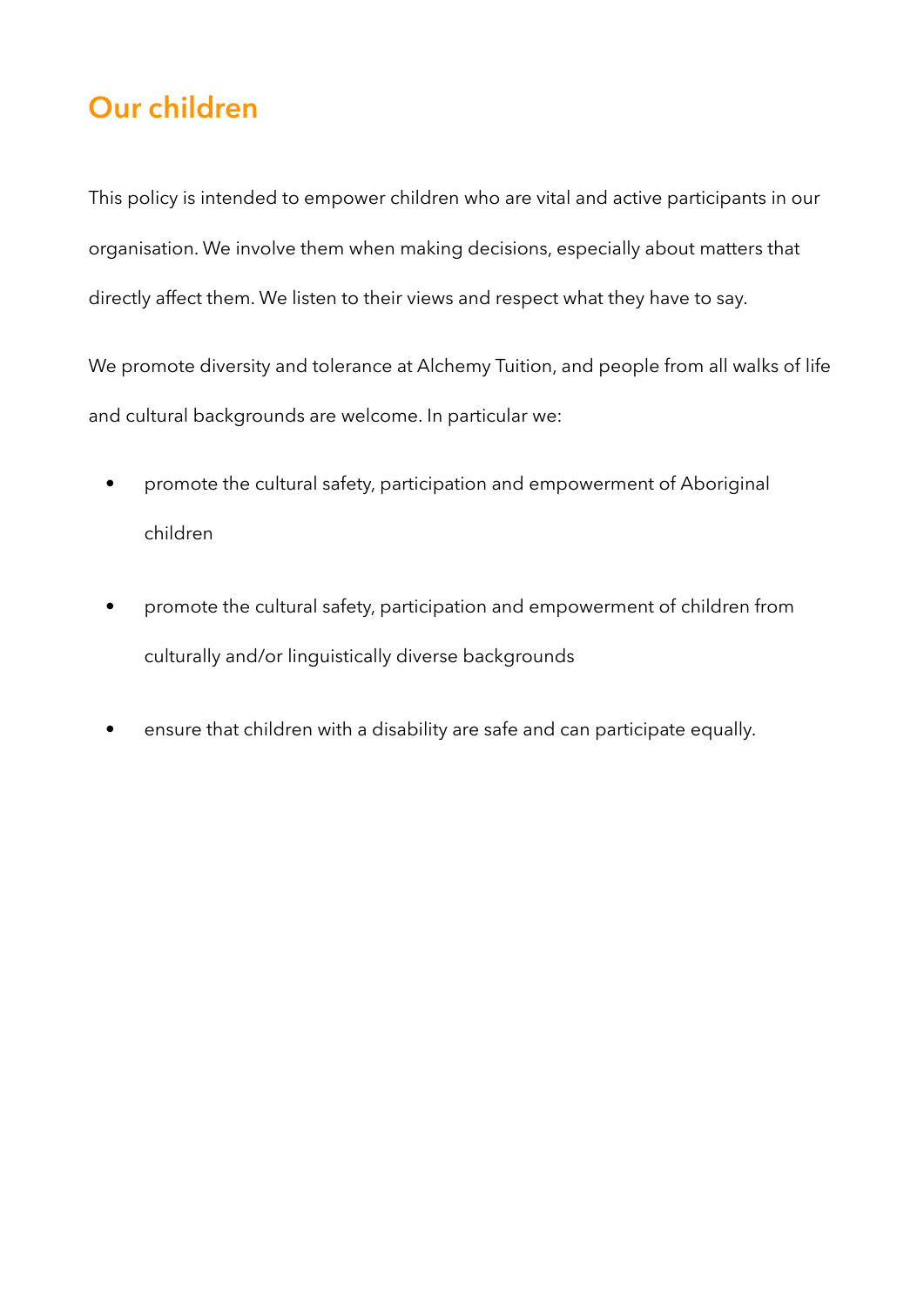## Our children

This policy is intended to empower children who are vital and active participants in our organisation. We involve them when making decisions, especially about matters that directly affect them. We listen to their views and respect what they have to say.

We promote diversity and tolerance at Alchemy Tuition, and people from all walks of life and cultural backgrounds are welcome. In particular we:

- promote the cultural safety, participation and empowerment of Aboriginal children
- promote the cultural safety, participation and empowerment of children from culturally and/or linguistically diverse backgrounds
- ensure that children with a disability are safe and can participate equally.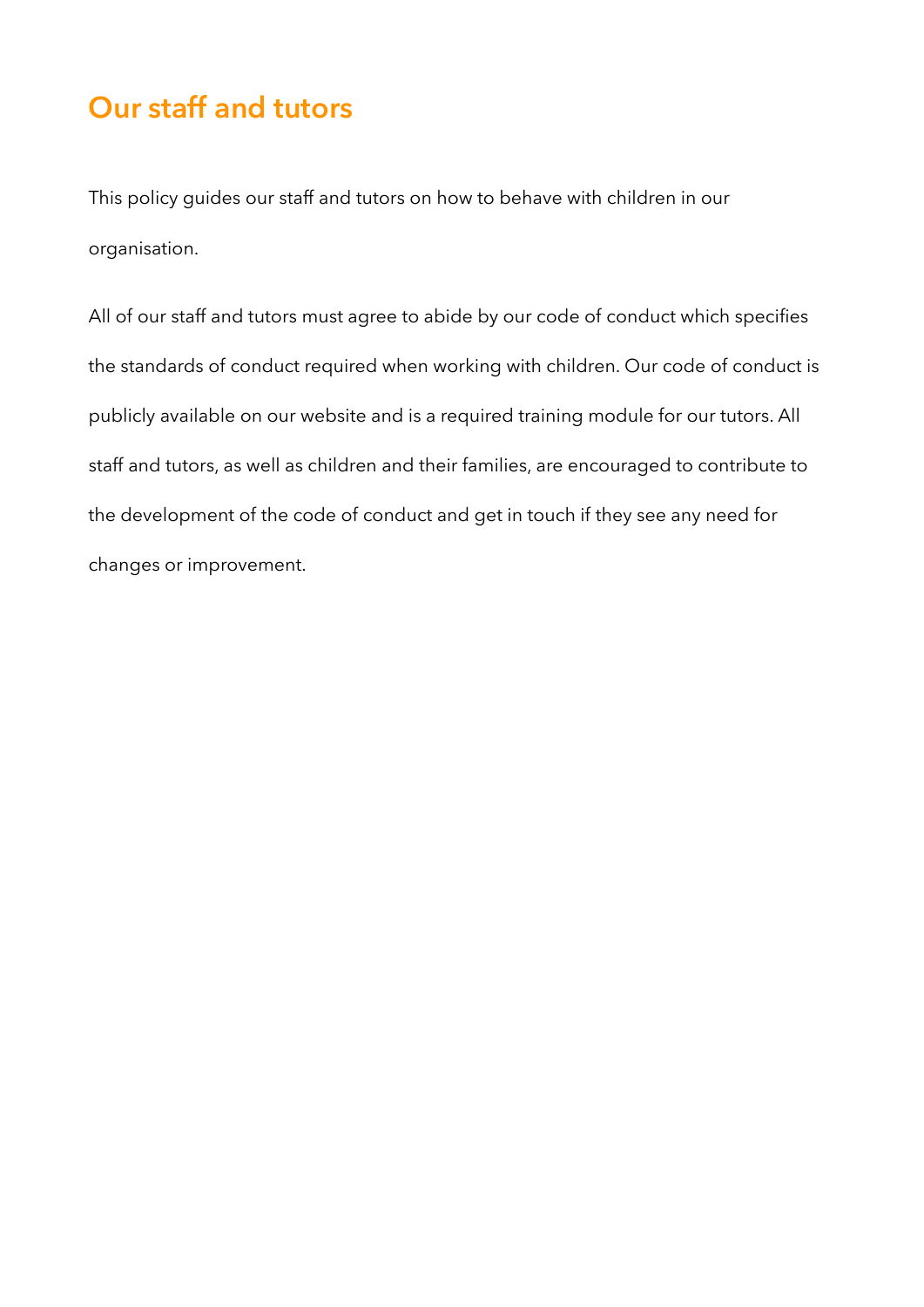## Our staff and tutors

This policy guides our staff and tutors on how to behave with children in our organisation.

All of our staff and tutors must agree to abide by our code of conduct which specifies the standards of conduct required when working with children. Our code of conduct is publicly available on our website and is a required training module for our tutors. All staff and tutors, as well as children and their families, are encouraged to contribute to the development of the code of conduct and get in touch if they see any need for changes or improvement.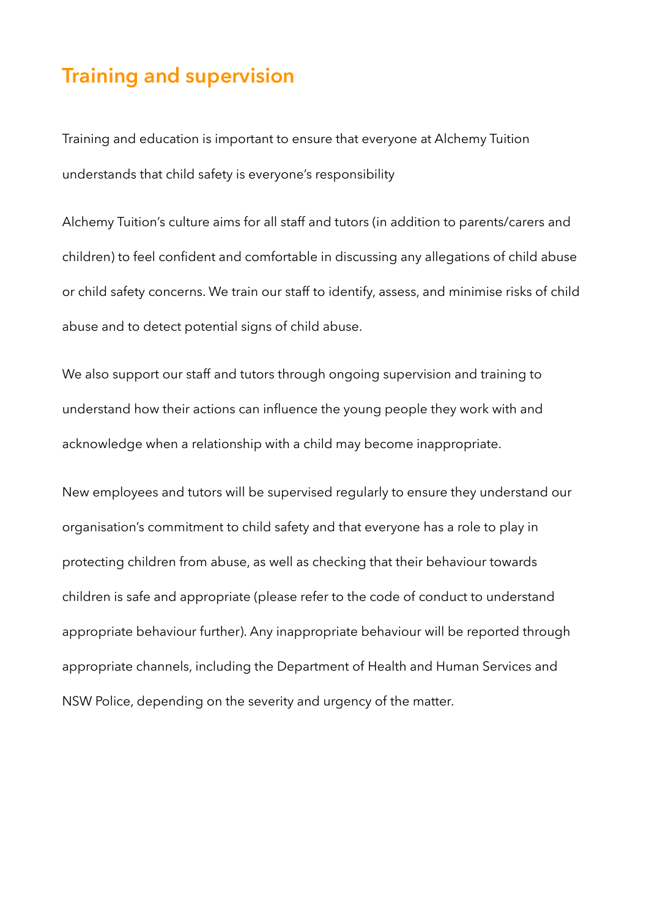## Training and supervision

Training and education is important to ensure that everyone at Alchemy Tuition understands that child safety is everyone's responsibility

Alchemy Tuition's culture aims for all staff and tutors (in addition to parents/carers and children) to feel confident and comfortable in discussing any allegations of child abuse or child safety concerns. We train our staff to identify, assess, and minimise risks of child abuse and to detect potential signs of child abuse.

We also support our staff and tutors through ongoing supervision and training to understand how their actions can influence the young people they work with and acknowledge when a relationship with a child may become inappropriate.

New employees and tutors will be supervised regularly to ensure they understand our organisation's commitment to child safety and that everyone has a role to play in protecting children from abuse, as well as checking that their behaviour towards children is safe and appropriate (please refer to the code of conduct to understand appropriate behaviour further). Any inappropriate behaviour will be reported through appropriate channels, including the Department of Health and Human Services and NSW Police, depending on the severity and urgency of the matter.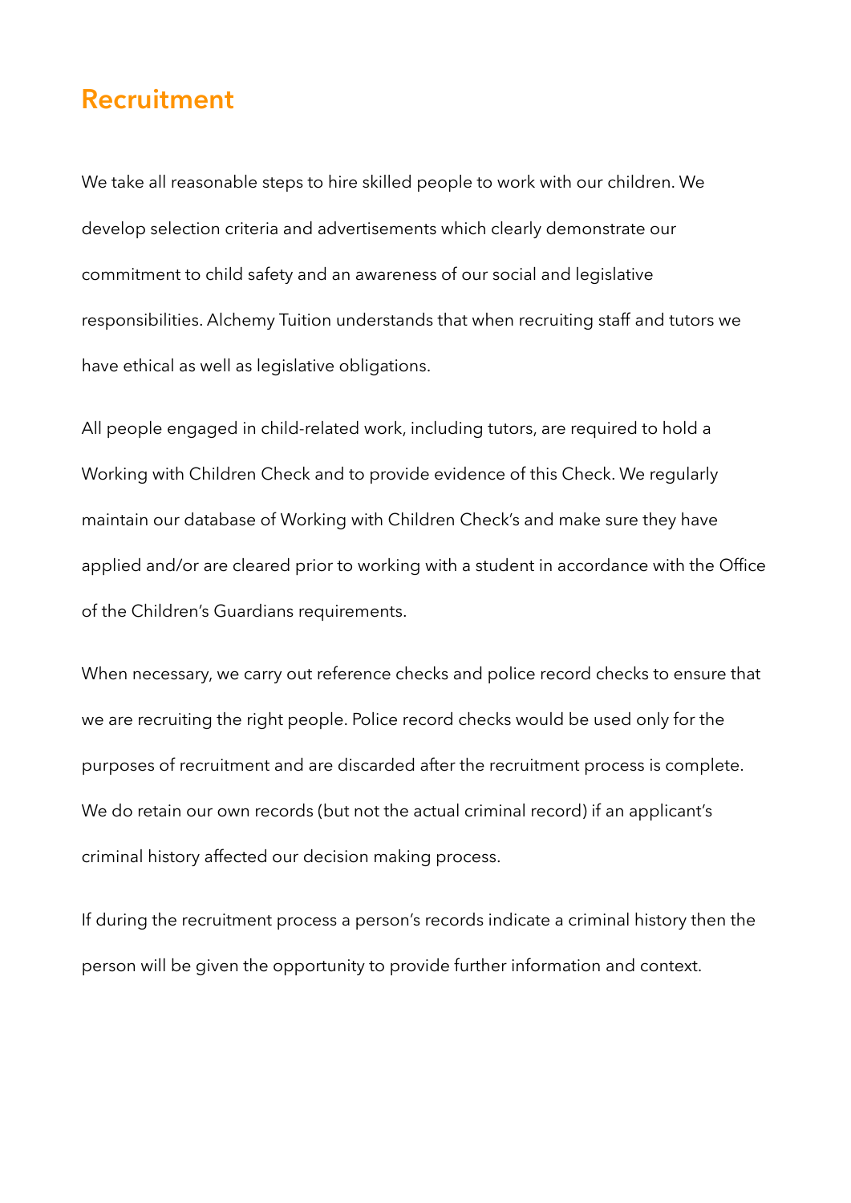## Recruitment

We take all reasonable steps to hire skilled people to work with our children. We develop selection criteria and advertisements which clearly demonstrate our commitment to child safety and an awareness of our social and legislative responsibilities. Alchemy Tuition understands that when recruiting staff and tutors we have ethical as well as legislative obligations.

All people engaged in child-related work, including tutors, are required to hold a Working with Children Check and to provide evidence of this Check. We regularly maintain our database of Working with Children Check's and make sure they have applied and/or are cleared prior to working with a student in accordance with the Office of the Children's Guardians requirements.

When necessary, we carry out reference checks and police record checks to ensure that we are recruiting the right people. Police record checks would be used only for the purposes of recruitment and are discarded after the recruitment process is complete. We do retain our own records (but not the actual criminal record) if an applicant's criminal history affected our decision making process.

If during the recruitment process a person's records indicate a criminal history then the person will be given the opportunity to provide further information and context.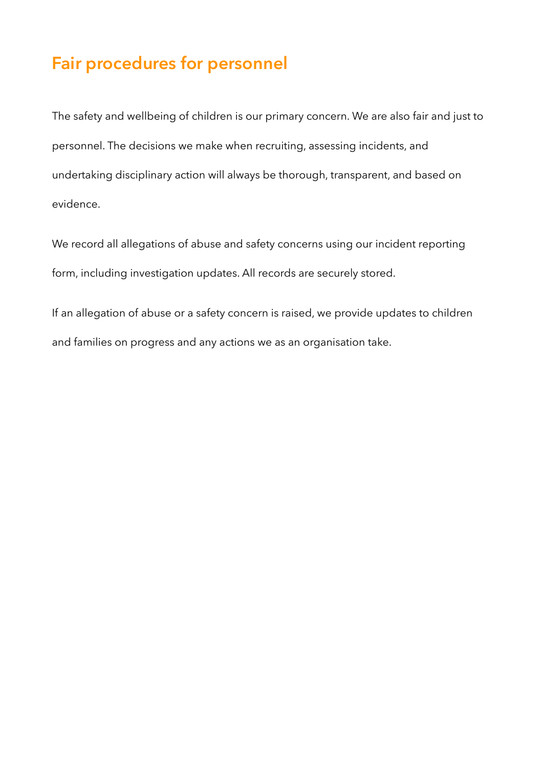## Fair procedures for personnel

The safety and wellbeing of children is our primary concern. We are also fair and just to personnel. The decisions we make when recruiting, assessing incidents, and undertaking disciplinary action will always be thorough, transparent, and based on evidence.

We record all allegations of abuse and safety concerns using our incident reporting form, including investigation updates. All records are securely stored.

If an allegation of abuse or a safety concern is raised, we provide updates to children and families on progress and any actions we as an organisation take.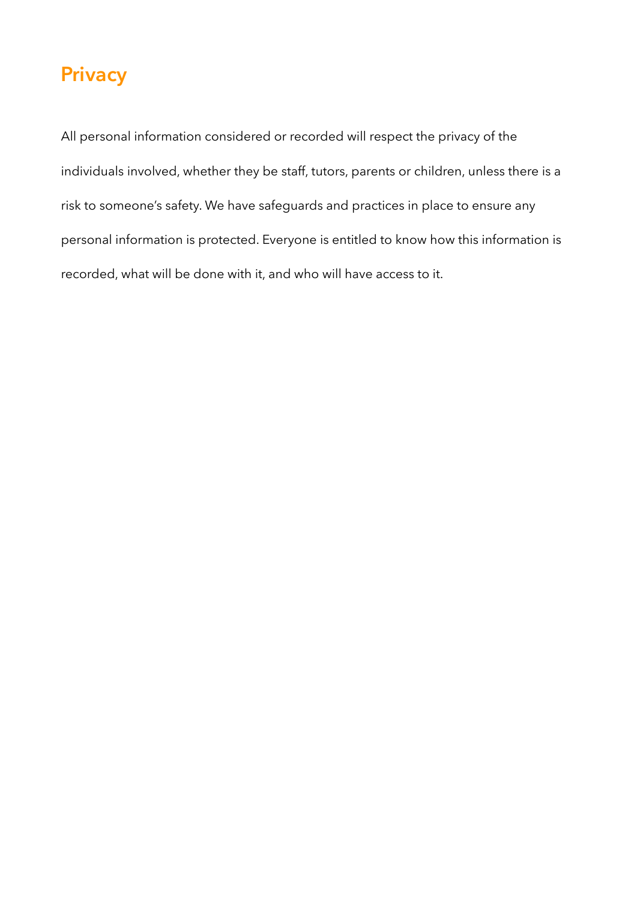## Privacy

All personal information considered or recorded will respect the privacy of the individuals involved, whether they be staff, tutors, parents or children, unless there is a risk to someone's safety. We have safeguards and practices in place to ensure any personal information is protected. Everyone is entitled to know how this information is recorded, what will be done with it, and who will have access to it.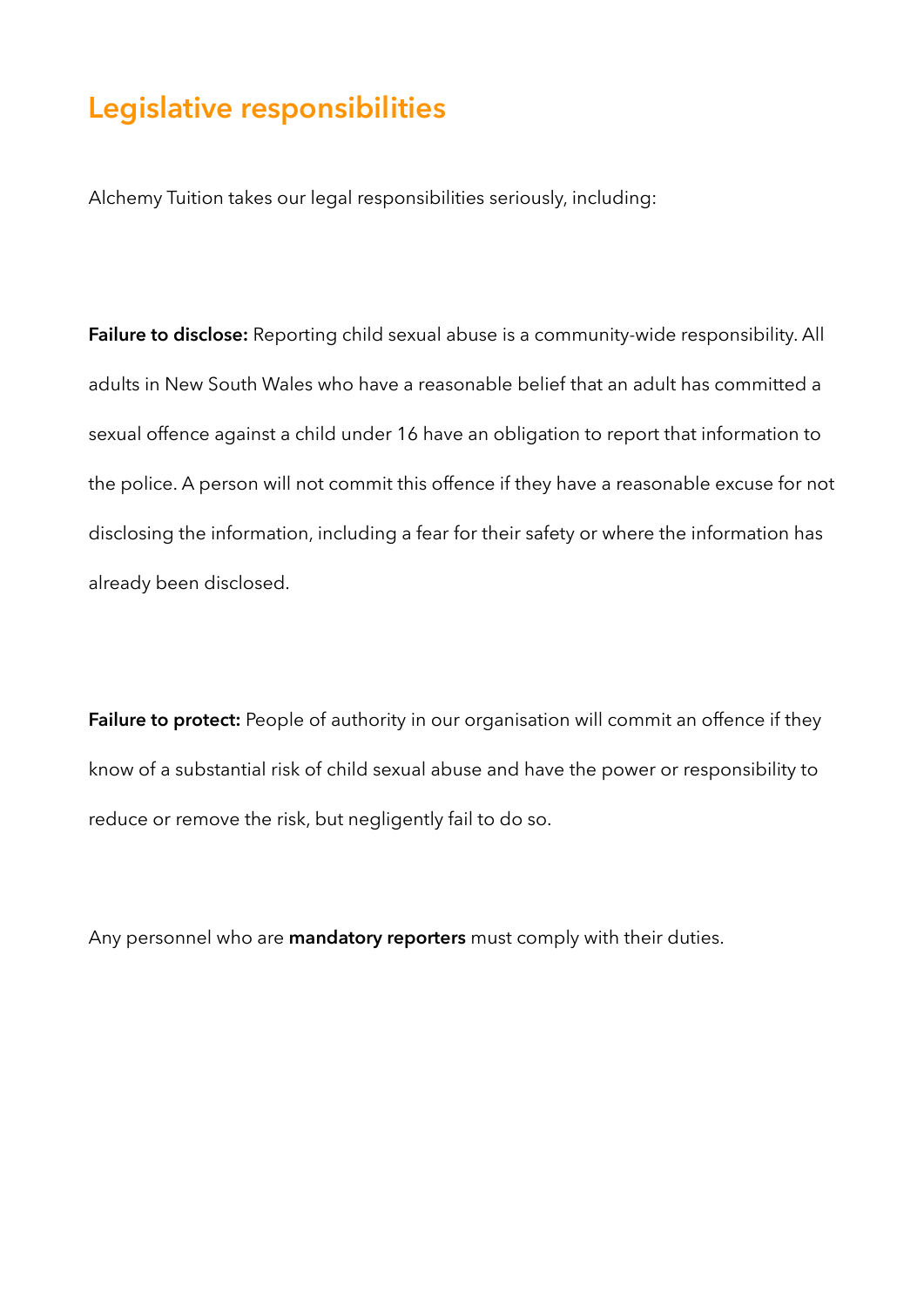## Legislative responsibilities

Alchemy Tuition takes our legal responsibilities seriously, including:

**Failure to disclose:** Reporting child sexual abuse is a community-wide responsibility. All adults in New South Wales who have a reasonable belief that an adult has committed a sexual offence against a child under 16 have an obligation to report that information to the police. A person will not commit this offence if they have a reasonable excuse for not disclosing the information, including a fear for their safety or where the information has already been disclosed.

**Failure to protect:** People of authority in our organisation will commit an offence if they know of a substantial risk of child sexual abuse and have the power or responsibility to reduce or remove the risk, but negligently fail to do so.

Any personnel who are **mandatory reporters** must comply with their duties.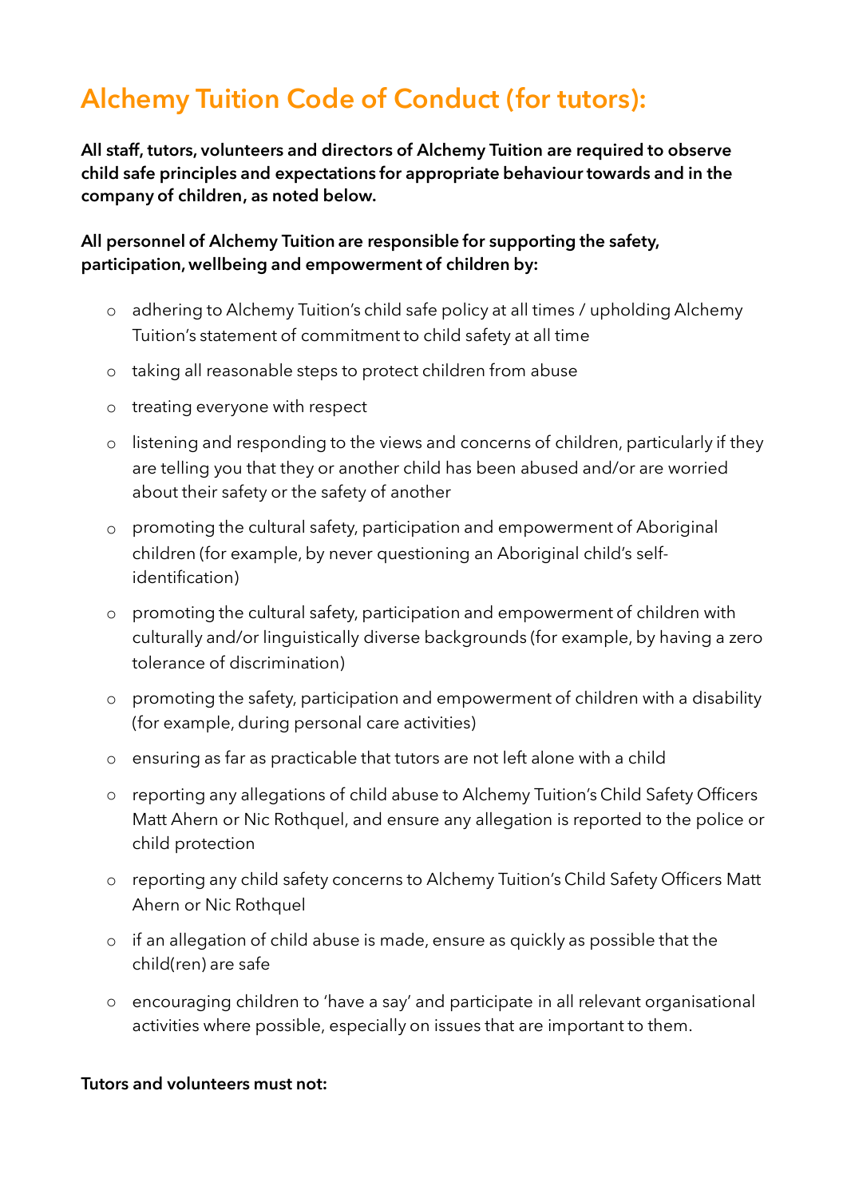# Alchemy Tuition Code of Conduct (for tutors):

**All staff, tutors, volunteers and directors of Alchemy Tuition are required to observe child safe principles and expectations for appropriate behaviour towards and in the company of children, as noted below.**

**All personnel of Alchemy Tuition are responsible for supporting the safety, participation, wellbeing and empowerment of children by:**

- adhering to Alchemy Tuition's child safe policy at all times / upholding Alchemy Tuition's statement of commitment to child safety at all time
- taking all reasonable steps to protect children from abuse
- treating everyone with respect
- listening and responding to the views and concerns of children, particularly if they are telling you that they or another child has been abused and/or are worried about their safety or the safety of another
- promoting the cultural safety, participation and empowerment of Aboriginal children (for example, by never questioning an Aboriginal child's self-identification)
- promoting the cultural safety, participation and empowerment of children with culturally and/or linguistically diverse backgrounds (for example, by having a zero tolerance of discrimination)
- promoting the safety, participation and empowerment of children with a disability (for example, during personal care activities)
- ensuring as far as practicable that tutors are not left alone with a child
- reporting any allegations of child abuse to Alchemy Tuition's Child Safety Officers Matt Ahern or Nic Rothquel, and ensure any allegation is reported to the police or child protection
- reporting any child safety concerns to Alchemy Tuition's Child Safety Officers Matt Ahern or Nic Rothquel
- if an allegation of child abuse is made, ensure as quickly as possible that the child(ren) are safe
- encouraging children to 'have a say' and participate in all relevant organisational activities where possible, especially on issues that are important to them.

**Tutors and volunteers must not:**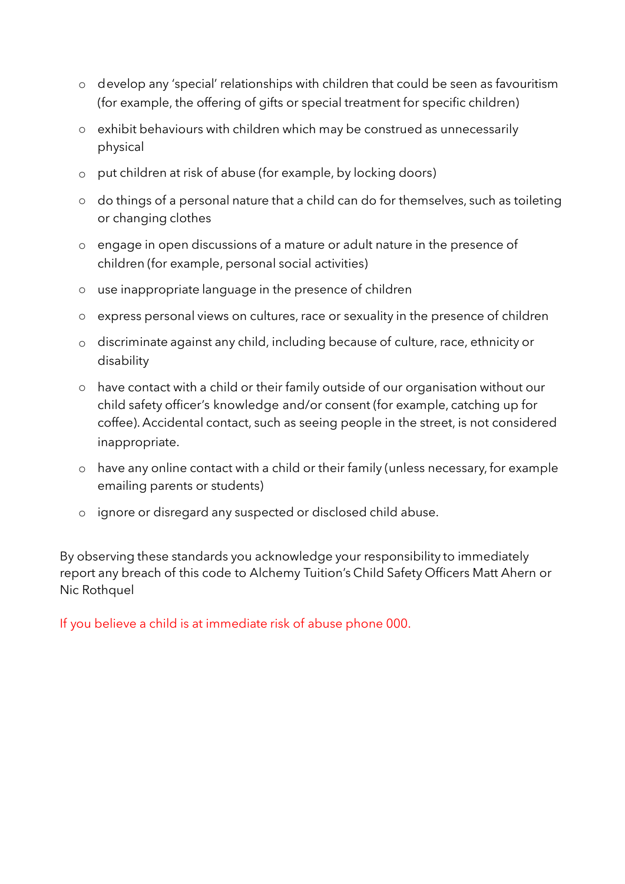- develop any 'special' relationships with children that could be seen as favouritism (for example, the offering of gifts or special treatment for specific children)
- exhibit behaviours with children which may be construed as unnecessarily physical
- put children at risk of abuse (for example, by locking doors)
- do things of a personal nature that a child can do for themselves, such as toileting or changing clothes
- engage in open discussions of a mature or adult nature in the presence of children (for example, personal social activities)
- use inappropriate language in the presence of children
- express personal views on cultures, race or sexuality in the presence of children
- discriminate against any child, including because of culture, race, ethnicity or disability
- have contact with a child or their family outside of our organisation without our child safety officer's knowledge and/or consent (for example, catching up for coffee). Accidental contact, such as seeing people in the street, is not considered inappropriate.
- have any online contact with a child or their family (unless necessary, for example emailing parents or students)
- ignore or disregard any suspected or disclosed child abuse.

By observing these standards you acknowledge your responsibility to immediately report any breach of this code to Alchemy Tuition's Child Safety Officers Matt Ahern or Nic Rothquel

If you believe a child is at immediate risk of abuse phone 000.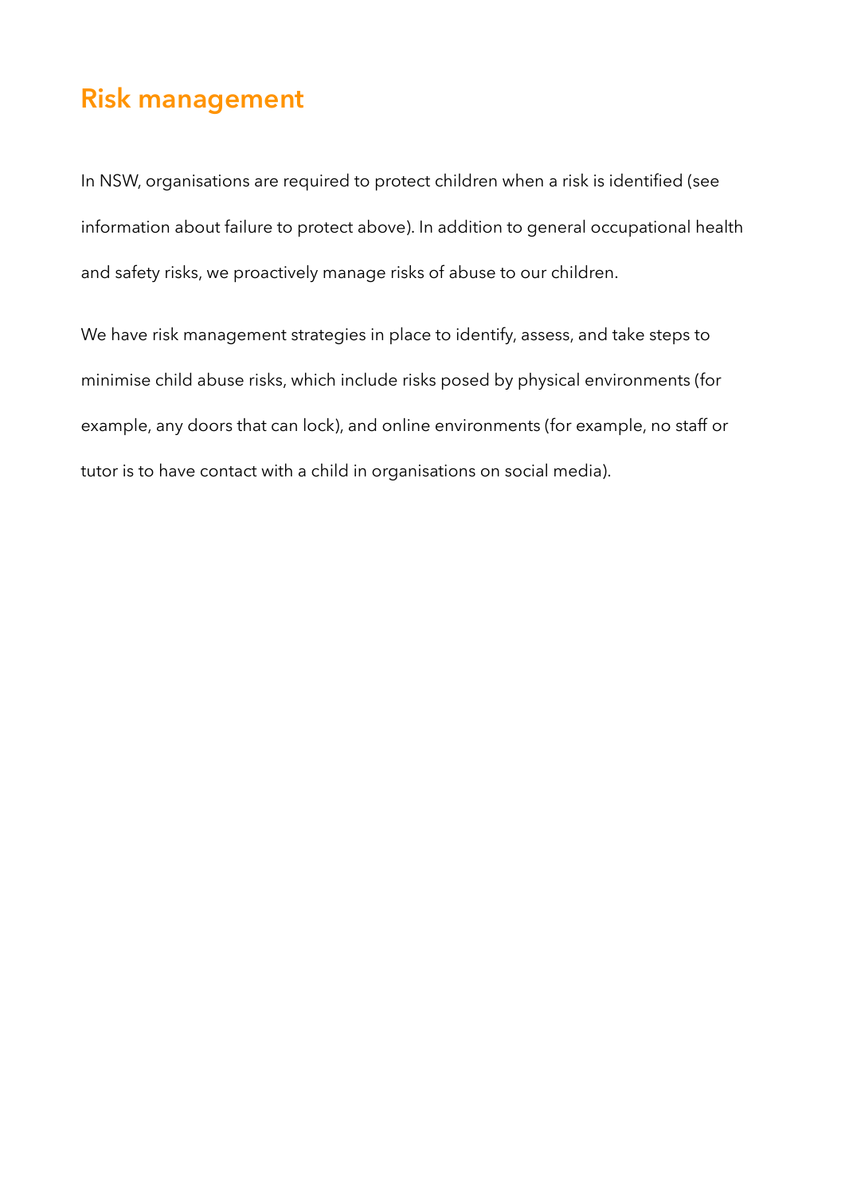## Risk management

In NSW, organisations are required to protect children when a risk is identified (see information about failure to protect above). In addition to general occupational health and safety risks, we proactively manage risks of abuse to our children.

We have risk management strategies in place to identify, assess, and take steps to minimise child abuse risks, which include risks posed by physical environments (for example, any doors that can lock), and online environments (for example, no staff or tutor is to have contact with a child in organisations on social media).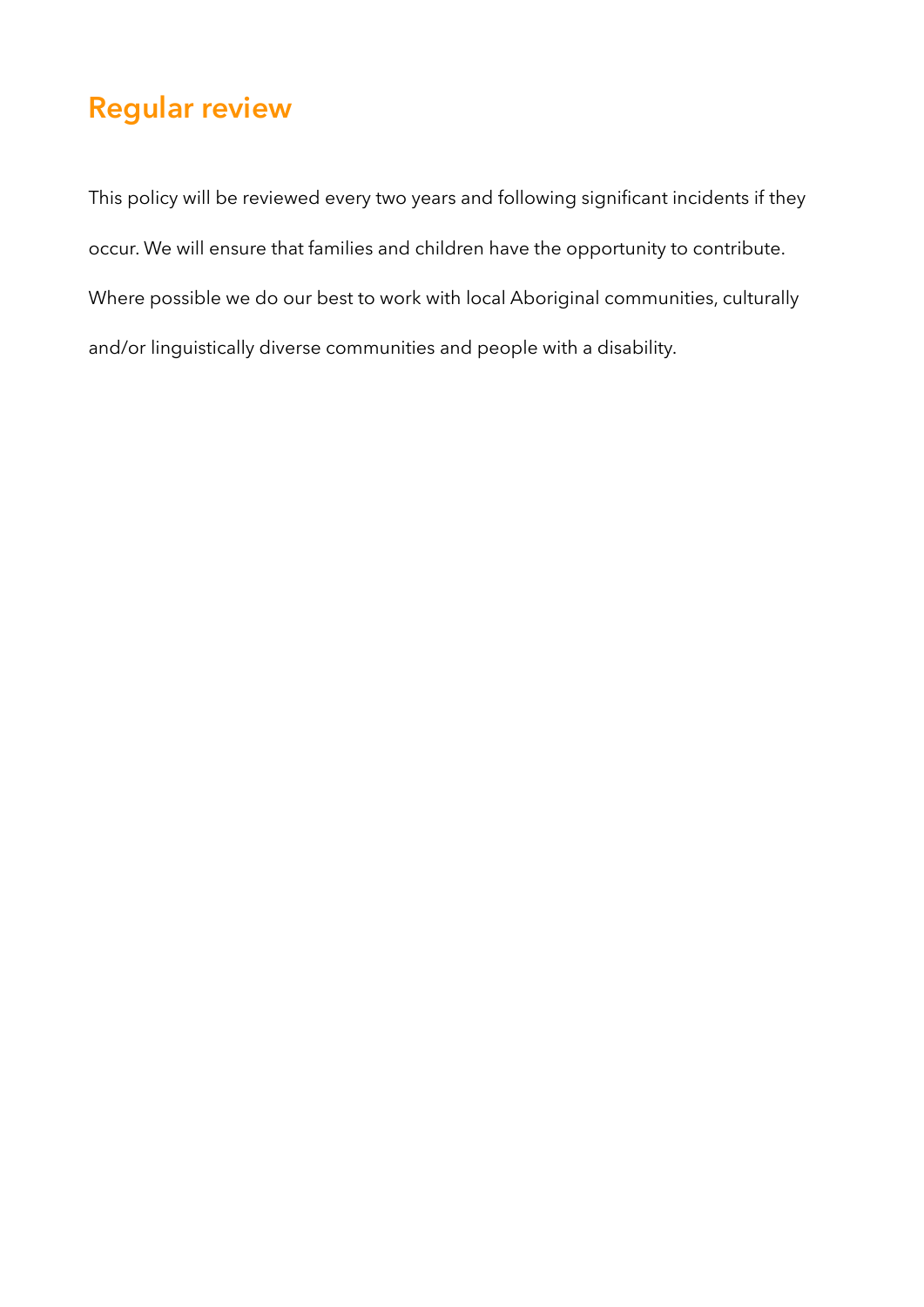## Regular review

This policy will be reviewed every two years and following significant incidents if they occur. We will ensure that families and children have the opportunity to contribute. Where possible we do our best to work with local Aboriginal communities, culturally and/or linguistically diverse communities and people with a disability.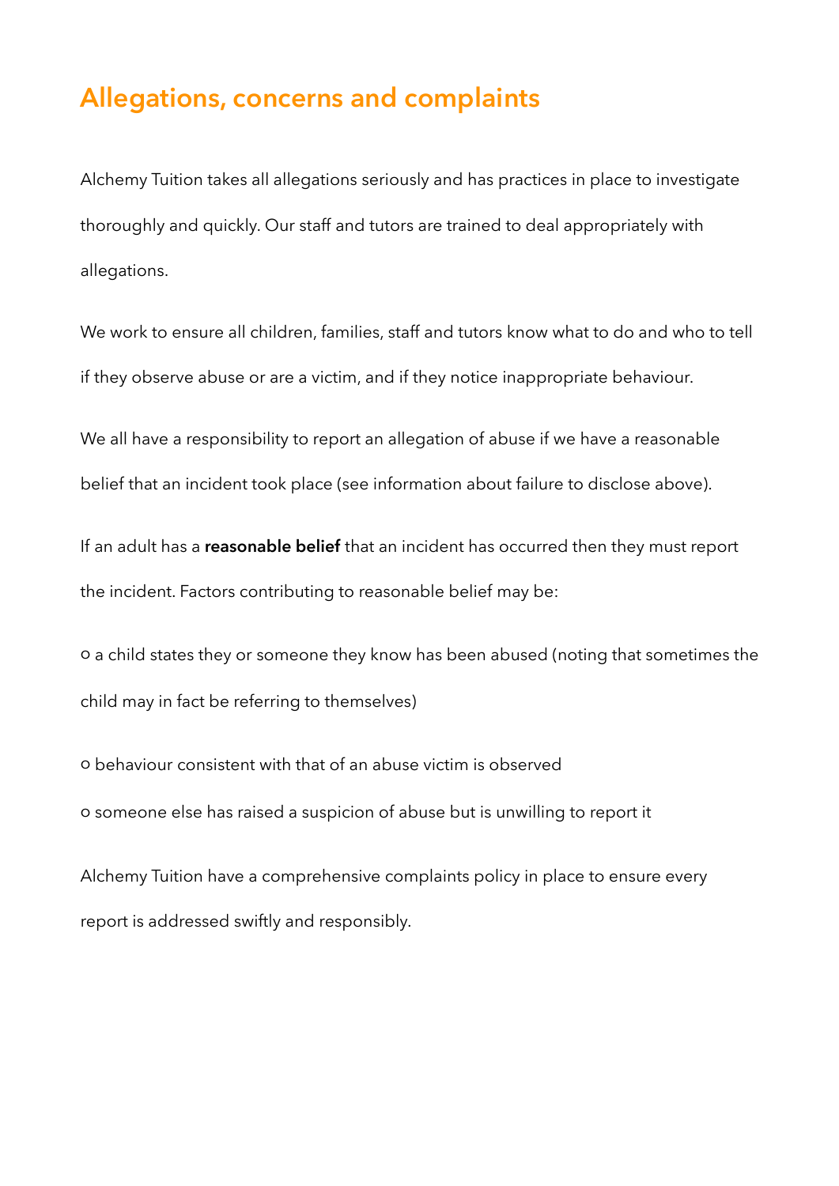## Allegations, concerns and complaints

Alchemy Tuition takes all allegations seriously and has practices in place to investigate thoroughly and quickly. Our staff and tutors are trained to deal appropriately with allegations.

We work to ensure all children, families, staff and tutors know what to do and who to tell if they observe abuse or are a victim, and if they notice inappropriate behaviour.

We all have a responsibility to report an allegation of abuse if we have a reasonable belief that an incident took place (see information about failure to disclose above).

If an adult has a **reasonable belief** that an incident has occurred then they must report the incident. Factors contributing to reasonable belief may be:

- a child states they or someone they know has been abused (noting that sometimes the child may in fact be referring to themselves)
- behaviour consistent with that of an abuse victim is observed
- someone else has raised a suspicion of abuse but is unwilling to report it

Alchemy Tuition have a comprehensive complaints policy in place to ensure every report is addressed swiftly and responsibly.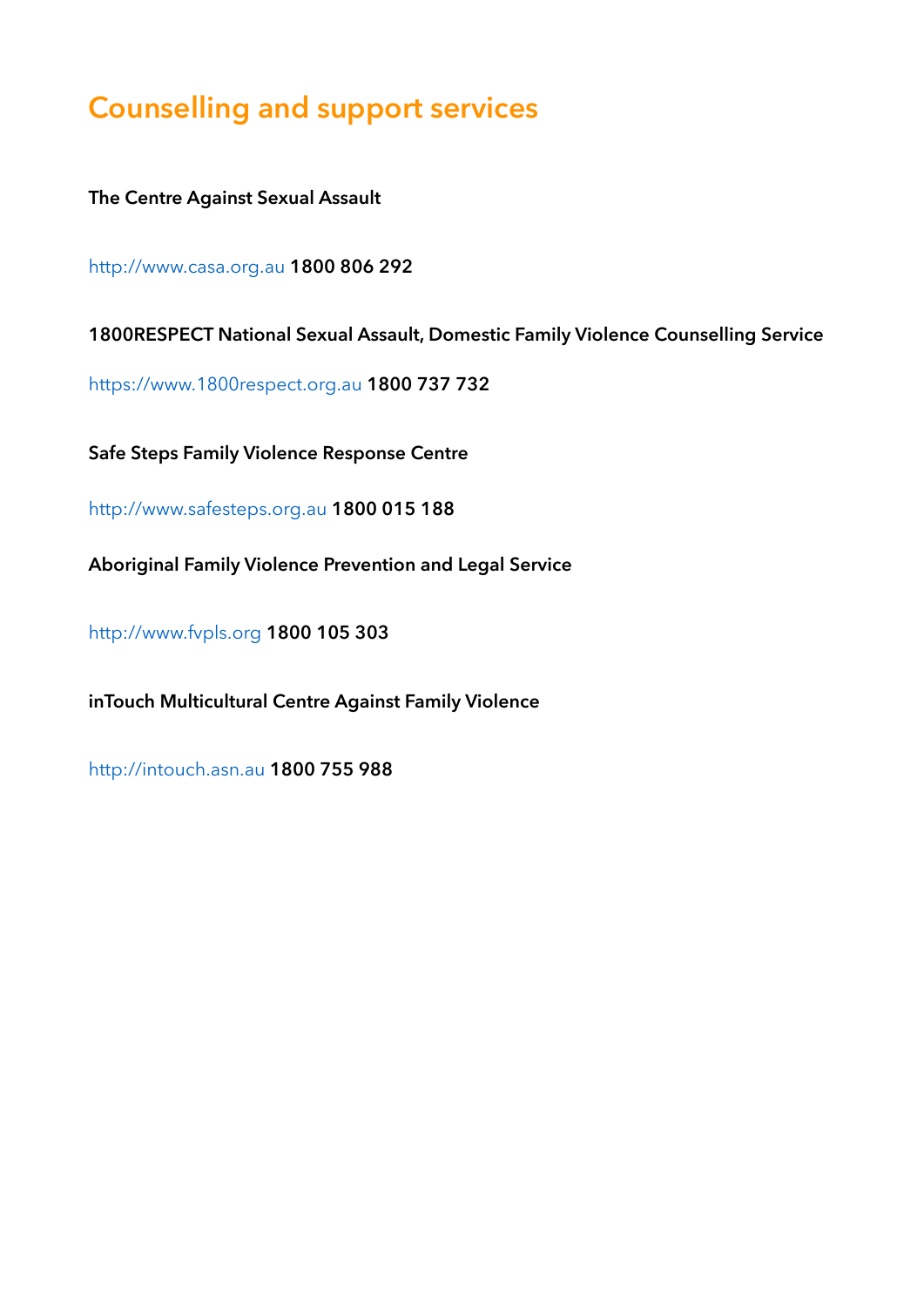## Counselling and support services

**The Centre Against Sexual Assault**

http://www.casa.org.au **1800 806 292**

**1800RESPECT National Sexual Assault, Domestic Family Violence Counselling Service**

https://www.1800respect.org.au **1800 737 732**

**Safe Steps Family Violence Response Centre**

http://www.safesteps.org.au **1800 015 188**

**Aboriginal Family Violence Prevention and Legal Service**

http://www.fvpls.org **1800 105 303**

**inTouch Multicultural Centre Against Family Violence**

http://intouch.asn.au **1800 755 988**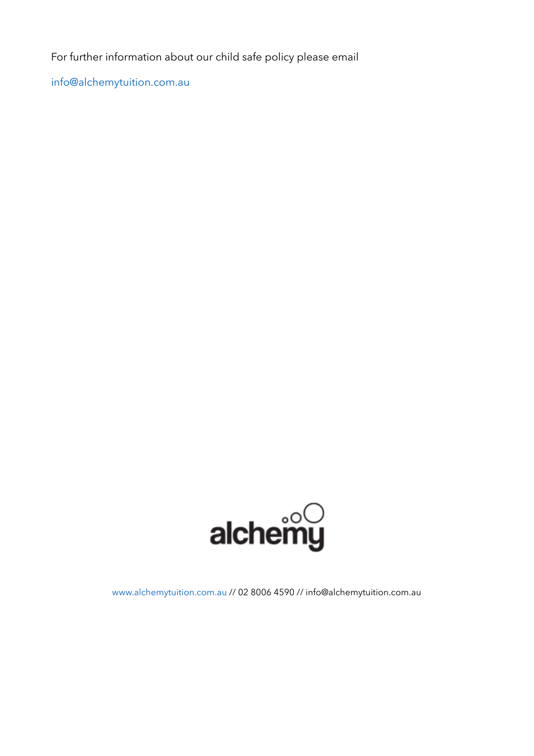For further information about our child safe policy please email

info@alchemytuition.com.au

alchemy

www.alchemytuition.com.au // 02 8006 4590 // info@alchemytuition.com.au